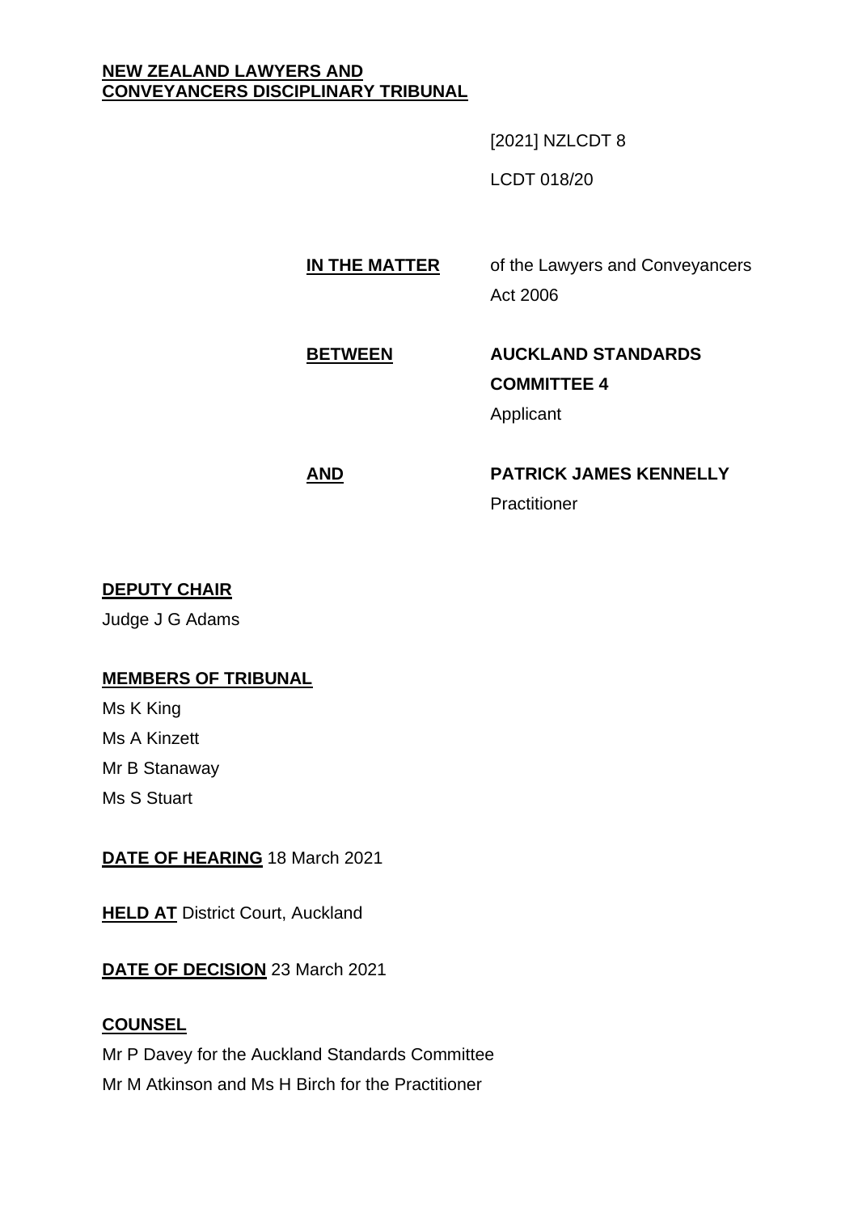**NEW ZEALAND LAWYERS AND CONVEYANCERS DISCIPLINARY TRIBUNAL**

[2021] NZLCDT 8

LCDT 018/20

**IN THE MATTER** of the Lawyers and Conveyancers Act 2006

**BETWEEN** **AUCKLAND STANDARDS COMMITTEE 4**
Applicant

**AND** **PATRICK JAMES KENNELLY**
Practitioner

**DEPUTY CHAIR**

Judge J G Adams

**MEMBERS OF TRIBUNAL**

Ms K King
Ms A Kinzett
Mr B Stanaway
Ms S Stuart

**DATE OF HEARING** 18 March 2021

**HELD AT** District Court, Auckland

**DATE OF DECISION** 23 March 2021

**COUNSEL**

Mr P Davey for the Auckland Standards Committee
Mr M Atkinson and Ms H Birch for the Practitioner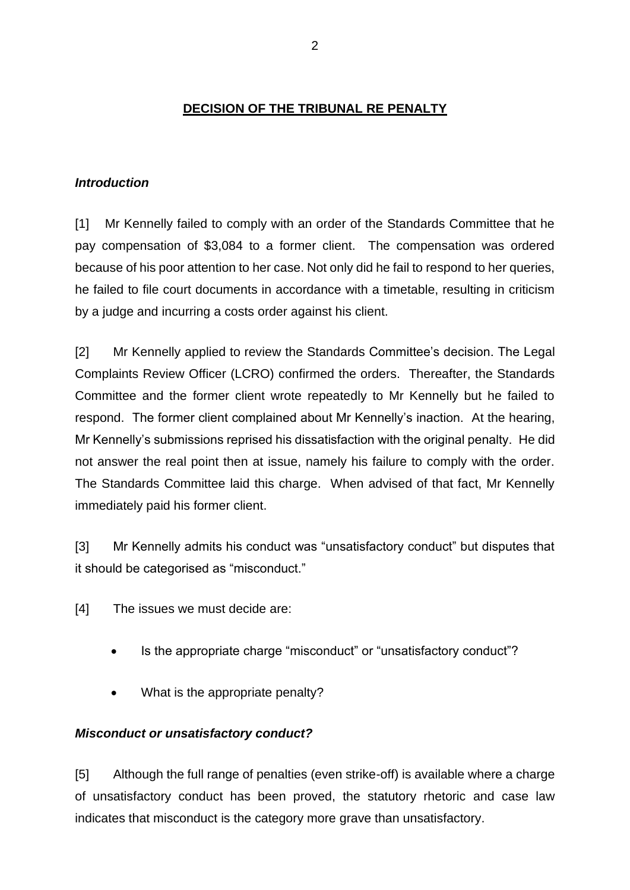## DECISION OF THE TRIBUNAL RE PENALTY

### *Introduction*

[1] Mr Kennelly failed to comply with an order of the Standards Committee that he pay compensation of $3,084 to a former client. The compensation was ordered because of his poor attention to her case. Not only did he fail to respond to her queries, he failed to file court documents in accordance with a timetable, resulting in criticism by a judge and incurring a costs order against his client.

[2] Mr Kennelly applied to review the Standards Committee's decision. The Legal Complaints Review Officer (LCRO) confirmed the orders. Thereafter, the Standards Committee and the former client wrote repeatedly to Mr Kennelly but he failed to respond. The former client complained about Mr Kennelly's inaction. At the hearing, Mr Kennelly's submissions reprised his dissatisfaction with the original penalty. He did not answer the real point then at issue, namely his failure to comply with the order. The Standards Committee laid this charge. When advised of that fact, Mr Kennelly immediately paid his former client.

[3] Mr Kennelly admits his conduct was "unsatisfactory conduct" but disputes that it should be categorised as "misconduct."

[4] The issues we must decide are:

- Is the appropriate charge "misconduct" or "unsatisfactory conduct"?
- What is the appropriate penalty?

### *Misconduct or unsatisfactory conduct?*

[5] Although the full range of penalties (even strike-off) is available where a charge of unsatisfactory conduct has been proved, the statutory rhetoric and case law indicates that misconduct is the category more grave than unsatisfactory.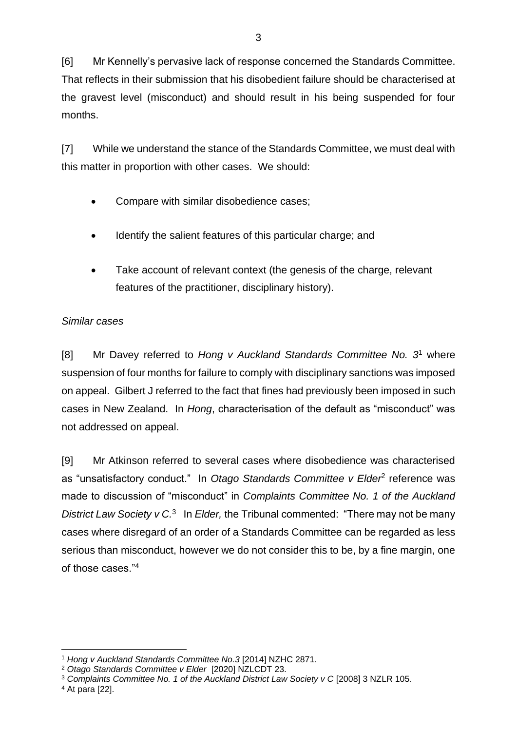[6] Mr Kennelly's pervasive lack of response concerned the Standards Committee. That reflects in their submission that his disobedient failure should be characterised at the gravest level (misconduct) and should result in his being suspended for four months.

[7] While we understand the stance of the Standards Committee, we must deal with this matter in proportion with other cases. We should:

- Compare with similar disobedience cases;
- Identify the salient features of this particular charge; and
- Take account of relevant context (the genesis of the charge, relevant features of the practitioner, disciplinary history).

*Similar cases*

[8] Mr Davey referred to *Hong v Auckland Standards Committee No. 3*[1] where suspension of four months for failure to comply with disciplinary sanctions was imposed on appeal. Gilbert J referred to the fact that fines had previously been imposed in such cases in New Zealand. In *Hong*, characterisation of the default as "misconduct" was not addressed on appeal.

[9] Mr Atkinson referred to several cases where disobedience was characterised as "unsatisfactory conduct." In *Otago Standards Committee v Elder*[2] reference was made to discussion of "misconduct" in *Complaints Committee No. 1 of the Auckland District Law Society v C.*[3] In *Elder,* the Tribunal commented: "There may not be many cases where disregard of an order of a Standards Committee can be regarded as less serious than misconduct, however we do not consider this to be, by a fine margin, one of those cases."[4]

---

[1] *Hong v Auckland Standards Committee No.3* [2014] NZHC 2871.
[2] *Otago Standards Committee v Elder* [2020] NZLCDT 23.
[3] *Complaints Committee No. 1 of the Auckland District Law Society v C* [2008] 3 NZLR 105.
[4] At para [22].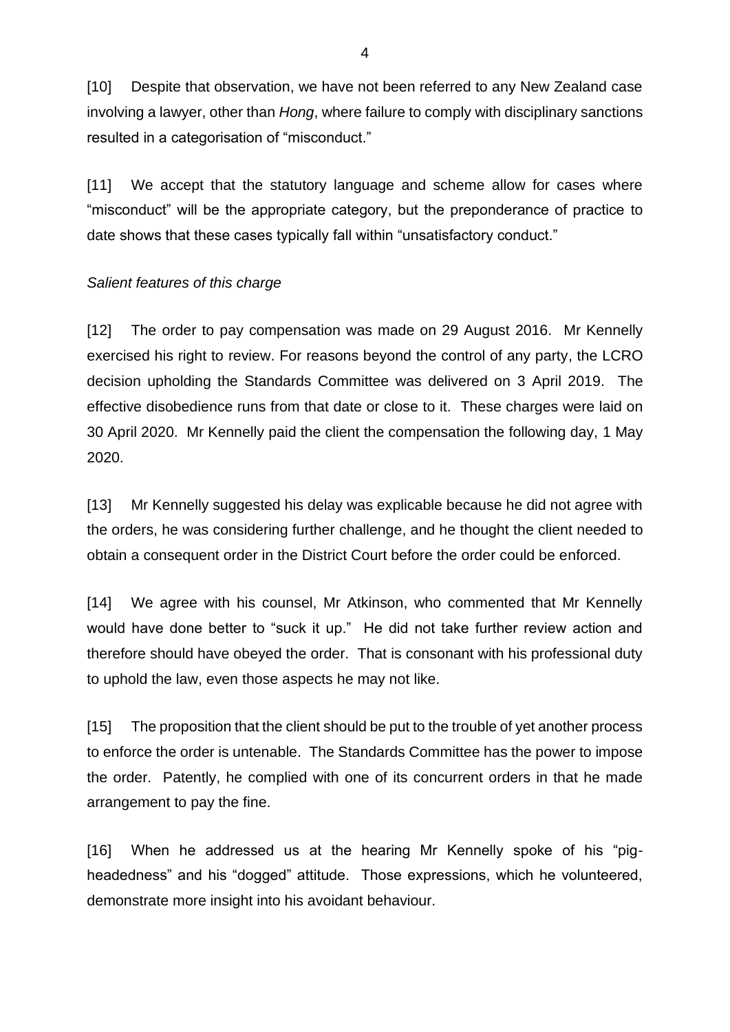[10] Despite that observation, we have not been referred to any New Zealand case involving a lawyer, other than *Hong*, where failure to comply with disciplinary sanctions resulted in a categorisation of "misconduct."

[11] We accept that the statutory language and scheme allow for cases where "misconduct" will be the appropriate category, but the preponderance of practice to date shows that these cases typically fall within "unsatisfactory conduct."

*Salient features of this charge*

[12] The order to pay compensation was made on 29 August 2016. Mr Kennelly exercised his right to review. For reasons beyond the control of any party, the LCRO decision upholding the Standards Committee was delivered on 3 April 2019. The effective disobedience runs from that date or close to it. These charges were laid on 30 April 2020. Mr Kennelly paid the client the compensation the following day, 1 May 2020.

[13] Mr Kennelly suggested his delay was explicable because he did not agree with the orders, he was considering further challenge, and he thought the client needed to obtain a consequent order in the District Court before the order could be enforced.

[14] We agree with his counsel, Mr Atkinson, who commented that Mr Kennelly would have done better to "suck it up." He did not take further review action and therefore should have obeyed the order. That is consonant with his professional duty to uphold the law, even those aspects he may not like.

[15] The proposition that the client should be put to the trouble of yet another process to enforce the order is untenable. The Standards Committee has the power to impose the order. Patently, he complied with one of its concurrent orders in that he made arrangement to pay the fine.

[16] When he addressed us at the hearing Mr Kennelly spoke of his "pig-headedness" and his "dogged" attitude. Those expressions, which he volunteered, demonstrate more insight into his avoidant behaviour.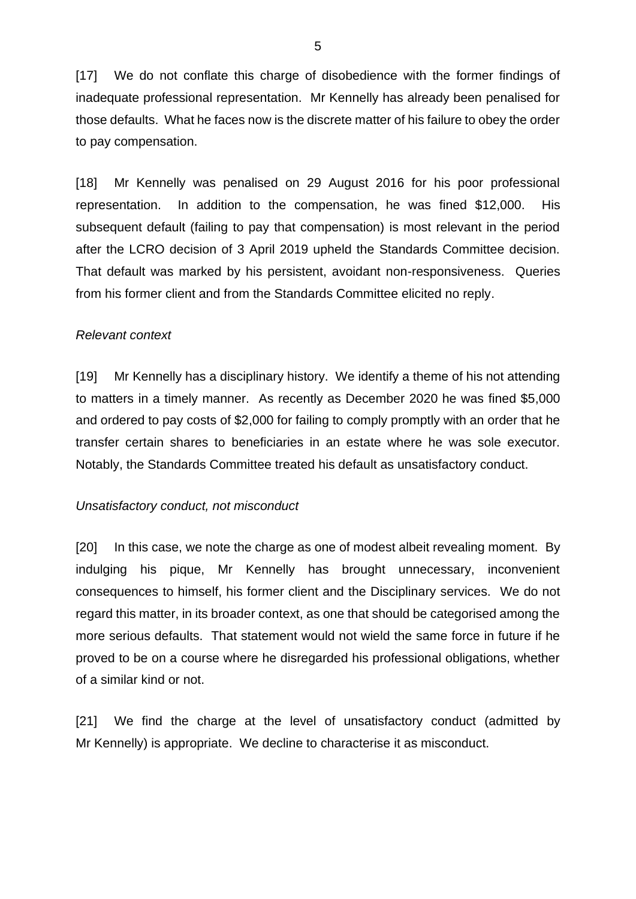[17] We do not conflate this charge of disobedience with the former findings of inadequate professional representation. Mr Kennelly has already been penalised for those defaults. What he faces now is the discrete matter of his failure to obey the order to pay compensation.

[18] Mr Kennelly was penalised on 29 August 2016 for his poor professional representation. In addition to the compensation, he was fined $12,000. His subsequent default (failing to pay that compensation) is most relevant in the period after the LCRO decision of 3 April 2019 upheld the Standards Committee decision. That default was marked by his persistent, avoidant non-responsiveness. Queries from his former client and from the Standards Committee elicited no reply.

*Relevant context*

[19] Mr Kennelly has a disciplinary history. We identify a theme of his not attending to matters in a timely manner. As recently as December 2020 he was fined $5,000 and ordered to pay costs of $2,000 for failing to comply promptly with an order that he transfer certain shares to beneficiaries in an estate where he was sole executor. Notably, the Standards Committee treated his default as unsatisfactory conduct.

*Unsatisfactory conduct, not misconduct*

[20] In this case, we note the charge as one of modest albeit revealing moment. By indulging his pique, Mr Kennelly has brought unnecessary, inconvenient consequences to himself, his former client and the Disciplinary services. We do not regard this matter, in its broader context, as one that should be categorised among the more serious defaults. That statement would not wield the same force in future if he proved to be on a course where he disregarded his professional obligations, whether of a similar kind or not.

[21] We find the charge at the level of unsatisfactory conduct (admitted by Mr Kennelly) is appropriate. We decline to characterise it as misconduct.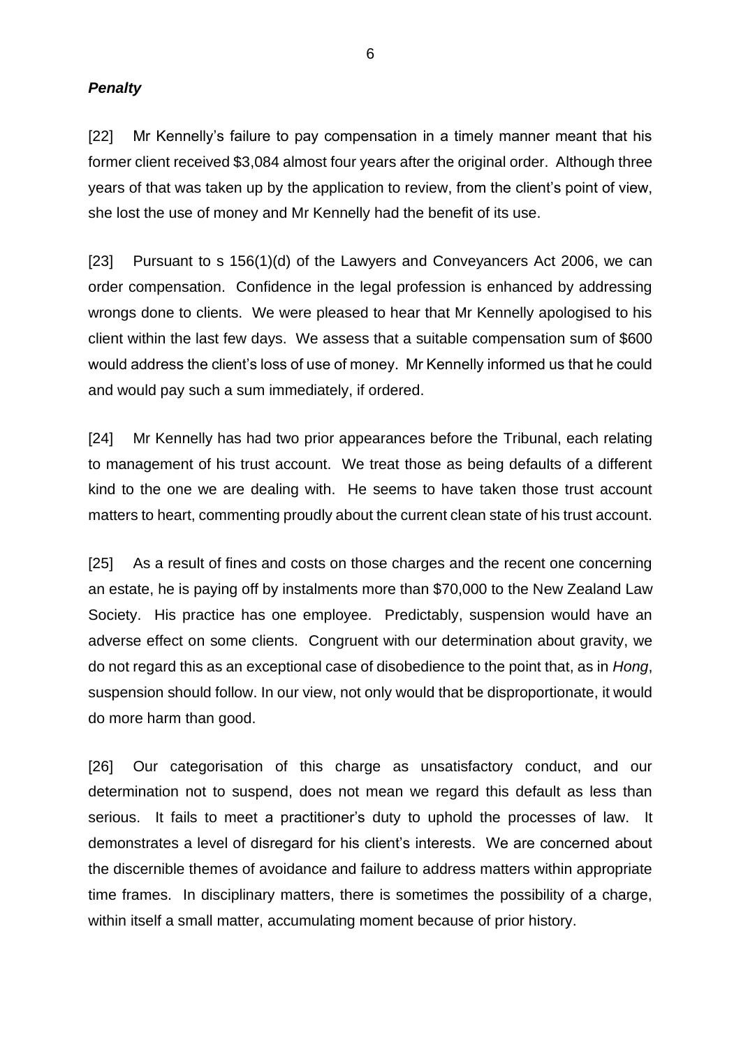### *Penalty*

[22] Mr Kennelly's failure to pay compensation in a timely manner meant that his former client received $3,084 almost four years after the original order. Although three years of that was taken up by the application to review, from the client's point of view, she lost the use of money and Mr Kennelly had the benefit of its use.

[23] Pursuant to s 156(1)(d) of the Lawyers and Conveyancers Act 2006, we can order compensation. Confidence in the legal profession is enhanced by addressing wrongs done to clients. We were pleased to hear that Mr Kennelly apologised to his client within the last few days. We assess that a suitable compensation sum of $600 would address the client's loss of use of money. Mr Kennelly informed us that he could and would pay such a sum immediately, if ordered.

[24] Mr Kennelly has had two prior appearances before the Tribunal, each relating to management of his trust account. We treat those as being defaults of a different kind to the one we are dealing with. He seems to have taken those trust account matters to heart, commenting proudly about the current clean state of his trust account.

[25] As a result of fines and costs on those charges and the recent one concerning an estate, he is paying off by instalments more than $70,000 to the New Zealand Law Society. His practice has one employee. Predictably, suspension would have an adverse effect on some clients. Congruent with our determination about gravity, we do not regard this as an exceptional case of disobedience to the point that, as in *Hong*, suspension should follow. In our view, not only would that be disproportionate, it would do more harm than good.

[26] Our categorisation of this charge as unsatisfactory conduct, and our determination not to suspend, does not mean we regard this default as less than serious. It fails to meet a practitioner's duty to uphold the processes of law. It demonstrates a level of disregard for his client's interests. We are concerned about the discernible themes of avoidance and failure to address matters within appropriate time frames. In disciplinary matters, there is sometimes the possibility of a charge, within itself a small matter, accumulating moment because of prior history.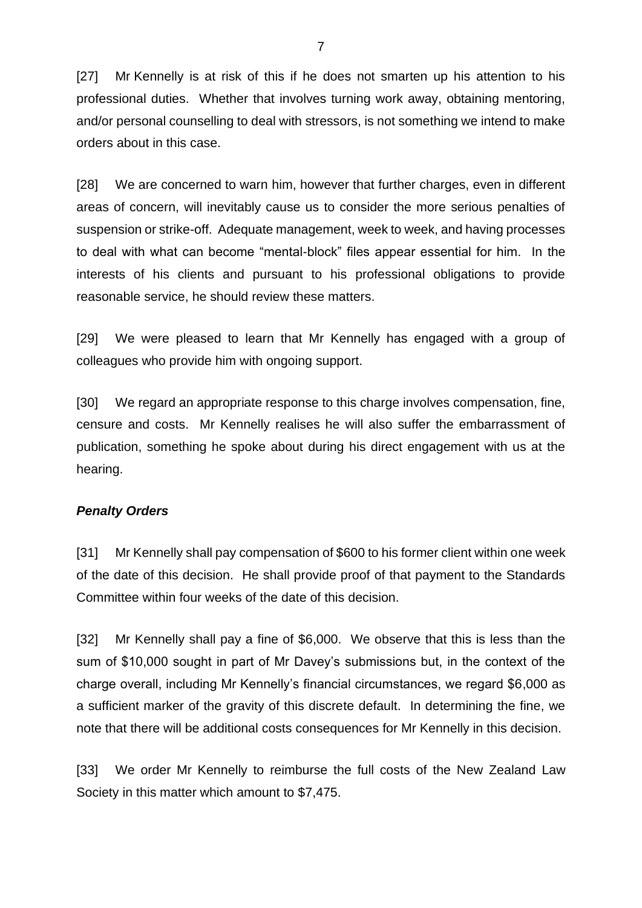[27] Mr Kennelly is at risk of this if he does not smarten up his attention to his professional duties. Whether that involves turning work away, obtaining mentoring, and/or personal counselling to deal with stressors, is not something we intend to make orders about in this case.

[28] We are concerned to warn him, however that further charges, even in different areas of concern, will inevitably cause us to consider the more serious penalties of suspension or strike-off. Adequate management, week to week, and having processes to deal with what can become "mental-block" files appear essential for him. In the interests of his clients and pursuant to his professional obligations to provide reasonable service, he should review these matters.

[29] We were pleased to learn that Mr Kennelly has engaged with a group of colleagues who provide him with ongoing support.

[30] We regard an appropriate response to this charge involves compensation, fine, censure and costs. Mr Kennelly realises he will also suffer the embarrassment of publication, something he spoke about during his direct engagement with us at the hearing.

### ***Penalty Orders***

[31] Mr Kennelly shall pay compensation of $600 to his former client within one week of the date of this decision. He shall provide proof of that payment to the Standards Committee within four weeks of the date of this decision.

[32] Mr Kennelly shall pay a fine of $6,000. We observe that this is less than the sum of $10,000 sought in part of Mr Davey's submissions but, in the context of the charge overall, including Mr Kennelly's financial circumstances, we regard $6,000 as a sufficient marker of the gravity of this discrete default. In determining the fine, we note that there will be additional costs consequences for Mr Kennelly in this decision.

[33] We order Mr Kennelly to reimburse the full costs of the New Zealand Law Society in this matter which amount to $7,475.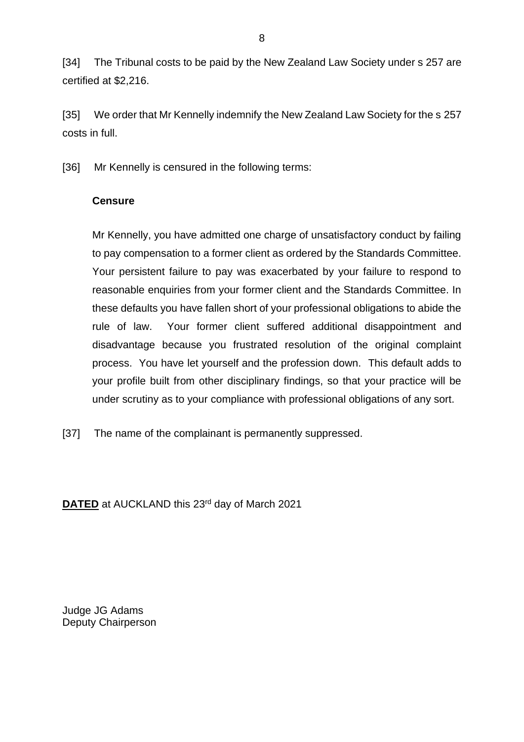[34] The Tribunal costs to be paid by the New Zealand Law Society under s 257 are certified at $2,216.

[35] We order that Mr Kennelly indemnify the New Zealand Law Society for the s 257 costs in full.

[36] Mr Kennelly is censured in the following terms:

> **Censure**
>
> Mr Kennelly, you have admitted one charge of unsatisfactory conduct by failing to pay compensation to a former client as ordered by the Standards Committee. Your persistent failure to pay was exacerbated by your failure to respond to reasonable enquiries from your former client and the Standards Committee. In these defaults you have fallen short of your professional obligations to abide the rule of law. Your former client suffered additional disappointment and disadvantage because you frustrated resolution of the original complaint process. You have let yourself and the profession down. This default adds to your profile built from other disciplinary findings, so that your practice will be under scrutiny as to your compliance with professional obligations of any sort.

[37] The name of the complainant is permanently suppressed.

**DATED** at AUCKLAND this 23rd day of March 2021

Judge JG Adams
Deputy Chairperson